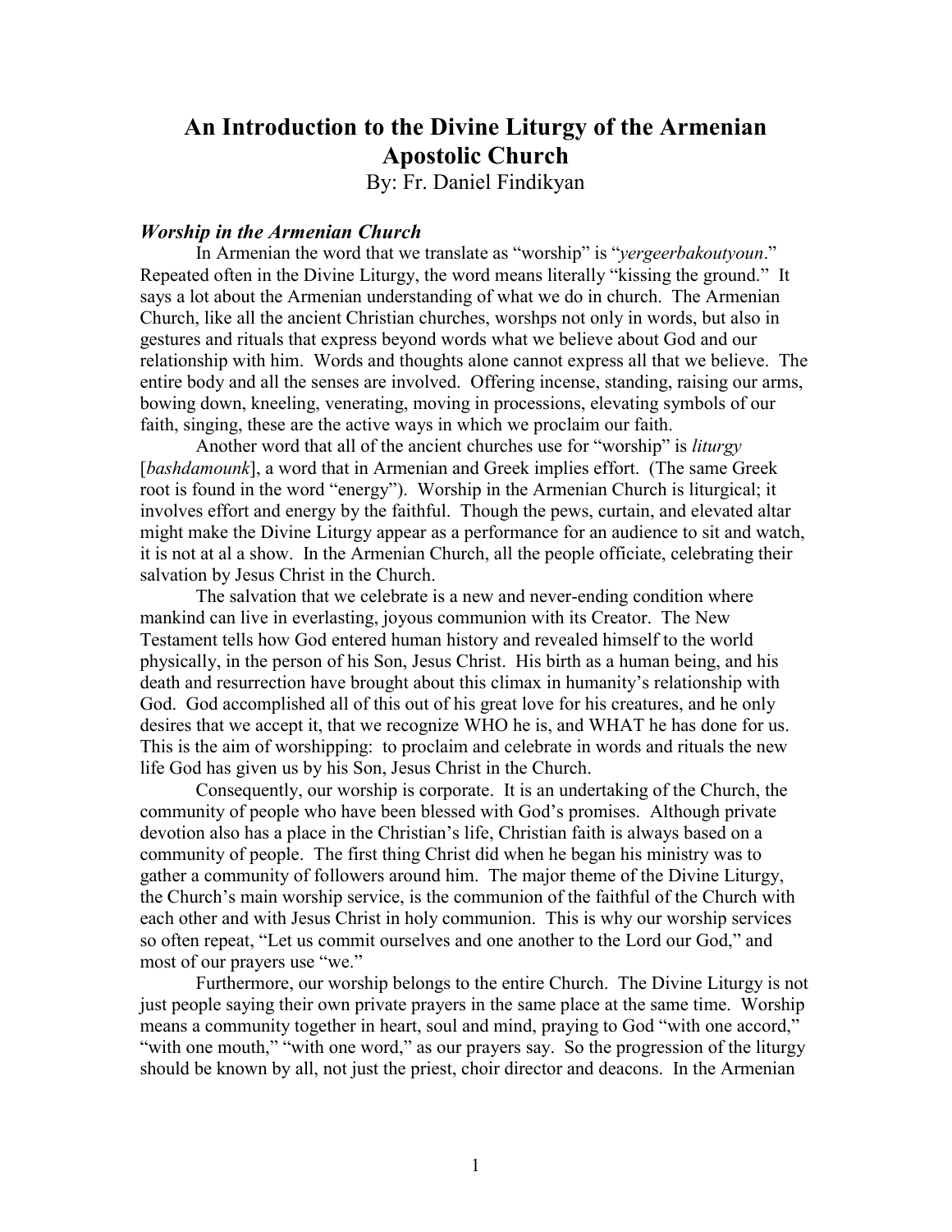# An Introduction to the Divine Liturgy of the Armenian Apostolic Church

By: Fr. Daniel Findikyan

### *Worship in the Armenian Church*

In Armenian the word that we translate as "worship" is "*yergeerbakoutyoun*." Repeated often in the Divine Liturgy, the word means literally "kissing the ground." It says a lot about the Armenian understanding of what we do in church. The Armenian Church, like all the ancient Christian churches, worshps not only in words, but also in gestures and rituals that express beyond words what we believe about God and our relationship with him. Words and thoughts alone cannot express all that we believe. The entire body and all the senses are involved. Offering incense, standing, raising our arms, bowing down, kneeling, venerating, moving in processions, elevating symbols of our faith, singing, these are the active ways in which we proclaim our faith.

Another word that all of the ancient churches use for "worship" is *liturgy* [*bashdamounk*], a word that in Armenian and Greek implies effort. (The same Greek root is found in the word "energy"). Worship in the Armenian Church is liturgical; it involves effort and energy by the faithful. Though the pews, curtain, and elevated altar might make the Divine Liturgy appear as a performance for an audience to sit and watch, it is not at al a show. In the Armenian Church, all the people officiate, celebrating their salvation by Jesus Christ in the Church.

The salvation that we celebrate is a new and never-ending condition where mankind can live in everlasting, joyous communion with its Creator. The New Testament tells how God entered human history and revealed himself to the world physically, in the person of his Son, Jesus Christ. His birth as a human being, and his death and resurrection have brought about this climax in humanity's relationship with God. God accomplished all of this out of his great love for his creatures, and he only desires that we accept it, that we recognize WHO he is, and WHAT he has done for us. This is the aim of worshipping: to proclaim and celebrate in words and rituals the new life God has given us by his Son, Jesus Christ in the Church.

Consequently, our worship is corporate. It is an undertaking of the Church, the community of people who have been blessed with God's promises. Although private devotion also has a place in the Christian's life, Christian faith is always based on a community of people. The first thing Christ did when he began his ministry was to gather a community of followers around him. The major theme of the Divine Liturgy, the Church's main worship service, is the communion of the faithful of the Church with each other and with Jesus Christ in holy communion. This is why our worship services so often repeat, "Let us commit ourselves and one another to the Lord our God," and most of our prayers use "we."

Furthermore, our worship belongs to the entire Church. The Divine Liturgy is not just people saying their own private prayers in the same place at the same time. Worship means a community together in heart, soul and mind, praying to God "with one accord," "with one mouth," "with one word," as our prayers say. So the progression of the liturgy should be known by all, not just the priest, choir director and deacons. In the Armenian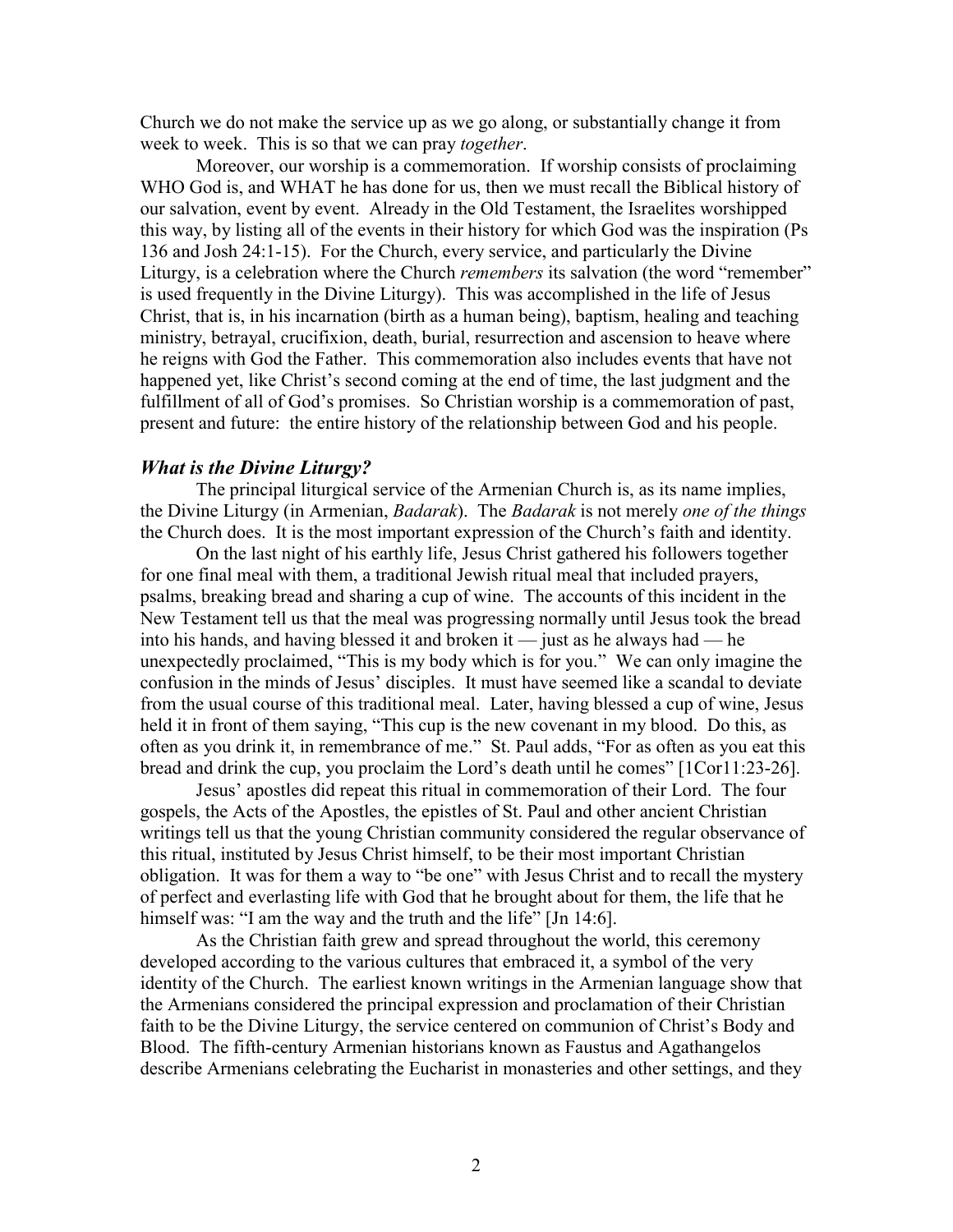Church we do not make the service up as we go along, or substantially change it from week to week. This is so that we can pray *together*.

Moreover, our worship is a commemoration. If worship consists of proclaiming WHO God is, and WHAT he has done for us, then we must recall the Biblical history of our salvation, event by event. Already in the Old Testament, the Israelites worshipped this way, by listing all of the events in their history for which God was the inspiration (Ps 136 and Josh 24:1-15). For the Church, every service, and particularly the Divine Liturgy, is a celebration where the Church *remembers* its salvation (the word "remember" is used frequently in the Divine Liturgy). This was accomplished in the life of Jesus Christ, that is, in his incarnation (birth as a human being), baptism, healing and teaching ministry, betrayal, crucifixion, death, burial, resurrection and ascension to heave where he reigns with God the Father. This commemoration also includes events that have not happened yet, like Christ's second coming at the end of time, the last judgment and the fulfillment of all of God's promises. So Christian worship is a commemoration of past, present and future: the entire history of the relationship between God and his people.

### *What is the Divine Liturgy?*

The principal liturgical service of the Armenian Church is, as its name implies, the Divine Liturgy (in Armenian, *Badarak*). The *Badarak* is not merely *one of the things* the Church does. It is the most important expression of the Church's faith and identity.

On the last night of his earthly life, Jesus Christ gathered his followers together for one final meal with them, a traditional Jewish ritual meal that included prayers, psalms, breaking bread and sharing a cup of wine. The accounts of this incident in the New Testament tell us that the meal was progressing normally until Jesus took the bread into his hands, and having blessed it and broken it — just as he always had — he unexpectedly proclaimed, "This is my body which is for you." We can only imagine the confusion in the minds of Jesus' disciples. It must have seemed like a scandal to deviate from the usual course of this traditional meal. Later, having blessed a cup of wine, Jesus held it in front of them saying, "This cup is the new covenant in my blood. Do this, as often as you drink it, in remembrance of me." St. Paul adds, "For as often as you eat this bread and drink the cup, you proclaim the Lord's death until he comes" [1Cor11:23-26].

Jesus' apostles did repeat this ritual in commemoration of their Lord. The four gospels, the Acts of the Apostles, the epistles of St. Paul and other ancient Christian writings tell us that the young Christian community considered the regular observance of this ritual, instituted by Jesus Christ himself, to be their most important Christian obligation. It was for them a way to "be one" with Jesus Christ and to recall the mystery of perfect and everlasting life with God that he brought about for them, the life that he himself was: "I am the way and the truth and the life" [Jn 14:6].

As the Christian faith grew and spread throughout the world, this ceremony developed according to the various cultures that embraced it, a symbol of the very identity of the Church. The earliest known writings in the Armenian language show that the Armenians considered the principal expression and proclamation of their Christian faith to be the Divine Liturgy, the service centered on communion of Christ's Body and Blood. The fifth-century Armenian historians known as Faustus and Agathangelos describe Armenians celebrating the Eucharist in monasteries and other settings, and they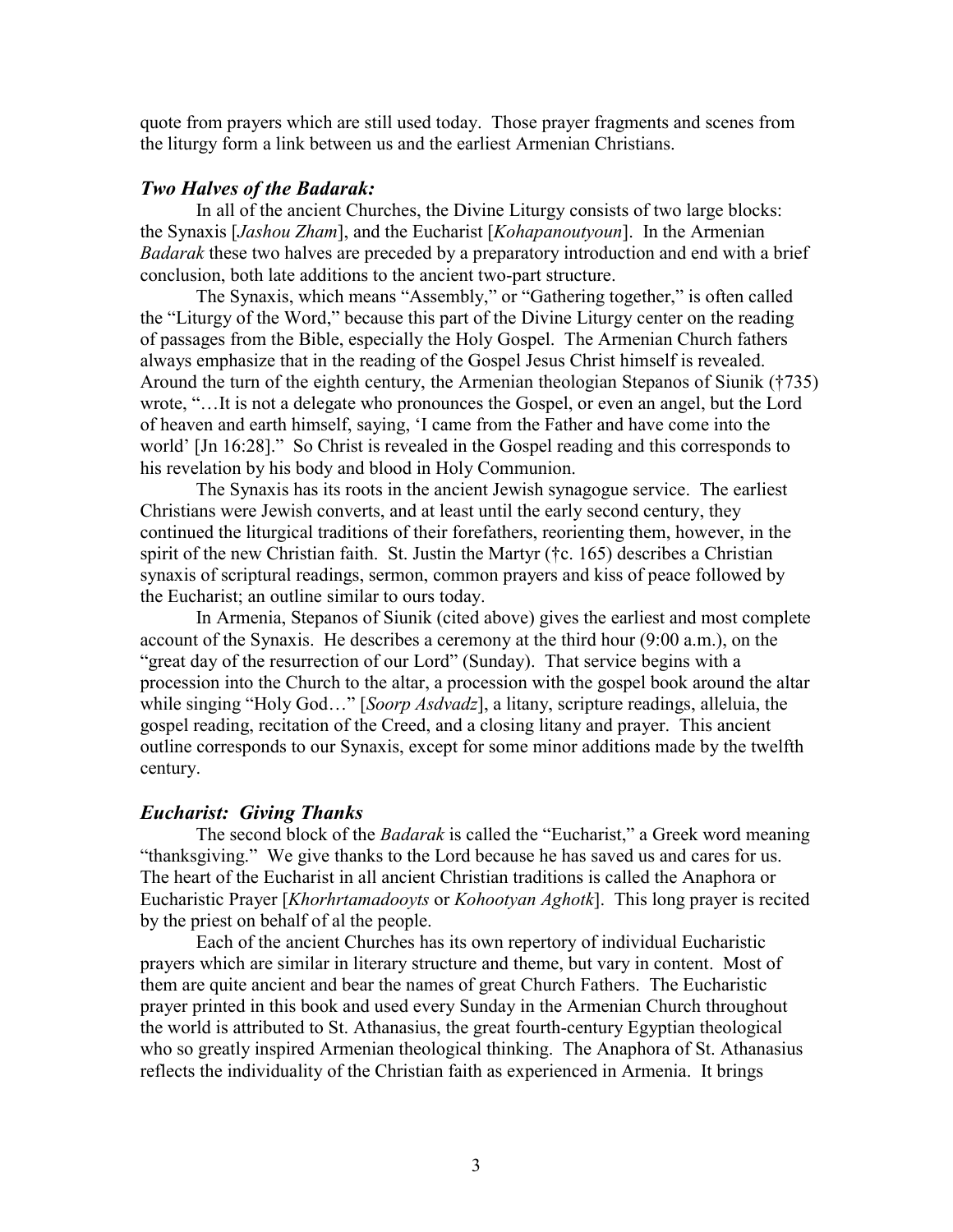quote from prayers which are still used today. Those prayer fragments and scenes from the liturgy form a link between us and the earliest Armenian Christians.

### *Two Halves of the Badarak:*

In all of the ancient Churches, the Divine Liturgy consists of two large blocks: the Synaxis [*Jashou Zham*], and the Eucharist [*Kohapanoutyoun*]. In the Armenian *Badarak* these two halves are preceded by a preparatory introduction and end with a brief conclusion, both late additions to the ancient two-part structure.

The Synaxis, which means "Assembly," or "Gathering together," is often called the "Liturgy of the Word," because this part of the Divine Liturgy center on the reading of passages from the Bible, especially the Holy Gospel. The Armenian Church fathers always emphasize that in the reading of the Gospel Jesus Christ himself is revealed. Around the turn of the eighth century, the Armenian theologian Stepanos of Siunik (†735) wrote, "…It is not a delegate who pronounces the Gospel, or even an angel, but the Lord of heaven and earth himself, saying, 'I came from the Father and have come into the world' [Jn 16:28]." So Christ is revealed in the Gospel reading and this corresponds to his revelation by his body and blood in Holy Communion.

The Synaxis has its roots in the ancient Jewish synagogue service. The earliest Christians were Jewish converts, and at least until the early second century, they continued the liturgical traditions of their forefathers, reorienting them, however, in the spirit of the new Christian faith. St. Justin the Martyr (†c. 165) describes a Christian synaxis of scriptural readings, sermon, common prayers and kiss of peace followed by the Eucharist; an outline similar to ours today.

In Armenia, Stepanos of Siunik (cited above) gives the earliest and most complete account of the Synaxis. He describes a ceremony at the third hour (9:00 a.m.), on the "great day of the resurrection of our Lord" (Sunday). That service begins with a procession into the Church to the altar, a procession with the gospel book around the altar while singing "Holy God…" [*Soorp Asdvadz*], a litany, scripture readings, alleluia, the gospel reading, recitation of the Creed, and a closing litany and prayer. This ancient outline corresponds to our Synaxis, except for some minor additions made by the twelfth century.

### *Eucharist: Giving Thanks*

The second block of the *Badarak* is called the "Eucharist," a Greek word meaning "thanksgiving." We give thanks to the Lord because he has saved us and cares for us. The heart of the Eucharist in all ancient Christian traditions is called the Anaphora or Eucharistic Prayer [*Khorhrtamadooyts* or *Kohootyan Aghotk*]. This long prayer is recited by the priest on behalf of al the people.

Each of the ancient Churches has its own repertory of individual Eucharistic prayers which are similar in literary structure and theme, but vary in content. Most of them are quite ancient and bear the names of great Church Fathers. The Eucharistic prayer printed in this book and used every Sunday in the Armenian Church throughout the world is attributed to St. Athanasius, the great fourth-century Egyptian theological who so greatly inspired Armenian theological thinking. The Anaphora of St. Athanasius reflects the individuality of the Christian faith as experienced in Armenia. It brings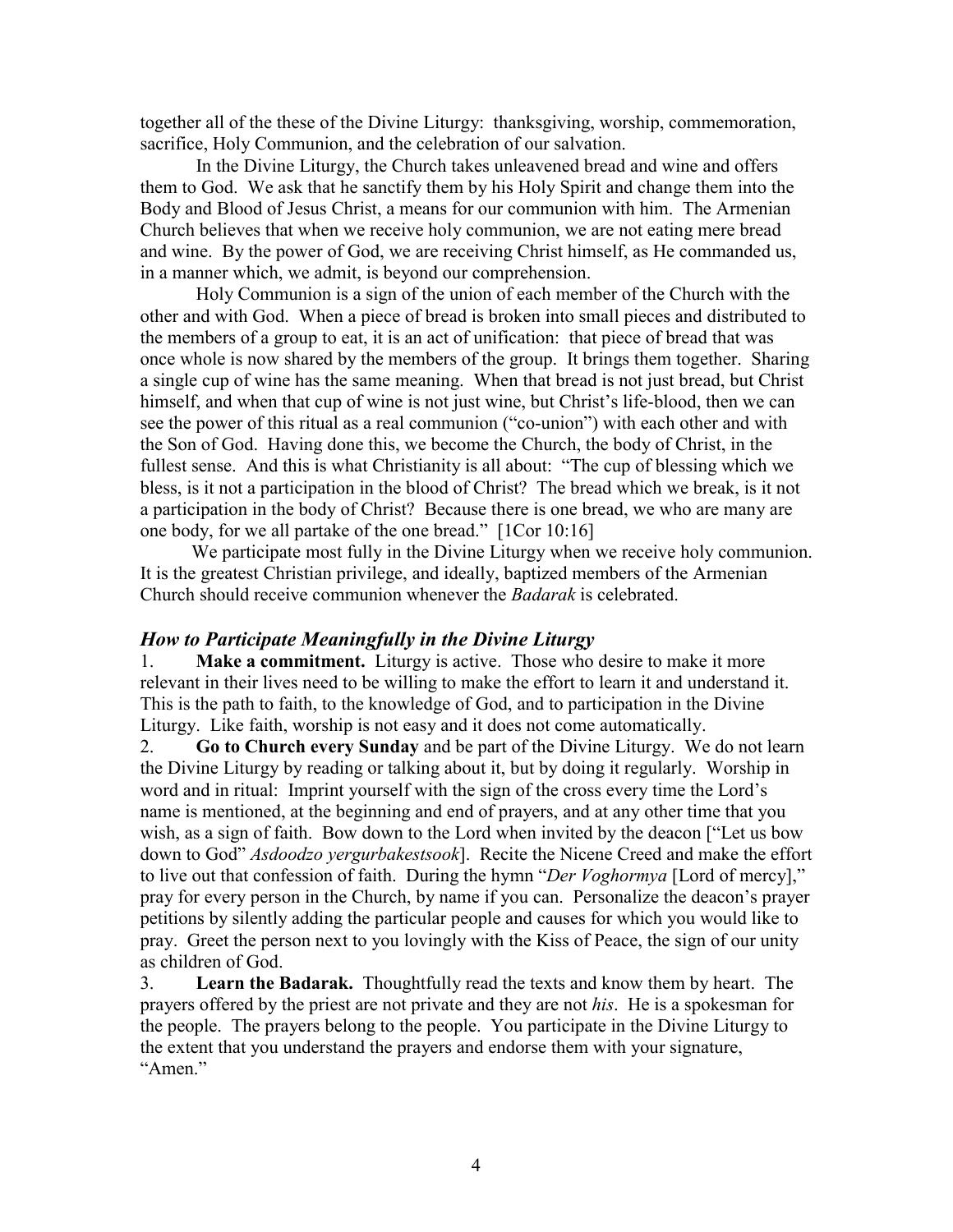together all of the these of the Divine Liturgy: thanksgiving, worship, commemoration, sacrifice, Holy Communion, and the celebration of our salvation.

In the Divine Liturgy, the Church takes unleavened bread and wine and offers them to God. We ask that he sanctify them by his Holy Spirit and change them into the Body and Blood of Jesus Christ, a means for our communion with him. The Armenian Church believes that when we receive holy communion, we are not eating mere bread and wine. By the power of God, we are receiving Christ himself, as He commanded us, in a manner which, we admit, is beyond our comprehension.

Holy Communion is a sign of the union of each member of the Church with the other and with God. When a piece of bread is broken into small pieces and distributed to the members of a group to eat, it is an act of unification: that piece of bread that was once whole is now shared by the members of the group. It brings them together. Sharing a single cup of wine has the same meaning. When that bread is not just bread, but Christ himself, and when that cup of wine is not just wine, but Christ's life-blood, then we can see the power of this ritual as a real communion ("co-union") with each other and with the Son of God. Having done this, we become the Church, the body of Christ, in the fullest sense. And this is what Christianity is all about: "The cup of blessing which we bless, is it not a participation in the blood of Christ? The bread which we break, is it not a participation in the body of Christ? Because there is one bread, we who are many are one body, for we all partake of the one bread." [1Cor 10:16]

We participate most fully in the Divine Liturgy when we receive holy communion. It is the greatest Christian privilege, and ideally, baptized members of the Armenian Church should receive communion whenever the *Badarak* is celebrated.

### *How to Participate Meaningfully in the Divine Liturgy*

1. **Make a commitment.** Liturgy is active. Those who desire to make it more relevant in their lives need to be willing to make the effort to learn it and understand it. This is the path to faith, to the knowledge of God, and to participation in the Divine Liturgy. Like faith, worship is not easy and it does not come automatically.
2. **Go to Church every Sunday** and be part of the Divine Liturgy. We do not learn the Divine Liturgy by reading or talking about it, but by doing it regularly. Worship in word and in ritual: Imprint yourself with the sign of the cross every time the Lord's name is mentioned, at the beginning and end of prayers, and at any other time that you wish, as a sign of faith. Bow down to the Lord when invited by the deacon ["Let us bow down to God" *Asdoodzo yergurbakestsook*]. Recite the Nicene Creed and make the effort to live out that confession of faith. During the hymn "*Der Voghormya* [Lord of mercy]," pray for every person in the Church, by name if you can. Personalize the deacon's prayer petitions by silently adding the particular people and causes for which you would like to pray. Greet the person next to you lovingly with the Kiss of Peace, the sign of our unity as children of God.
3. **Learn the Badarak.** Thoughtfully read the texts and know them by heart. The prayers offered by the priest are not private and they are not *his*. He is a spokesman for the people. The prayers belong to the people. You participate in the Divine Liturgy to the extent that you understand the prayers and endorse them with your signature, "Amen."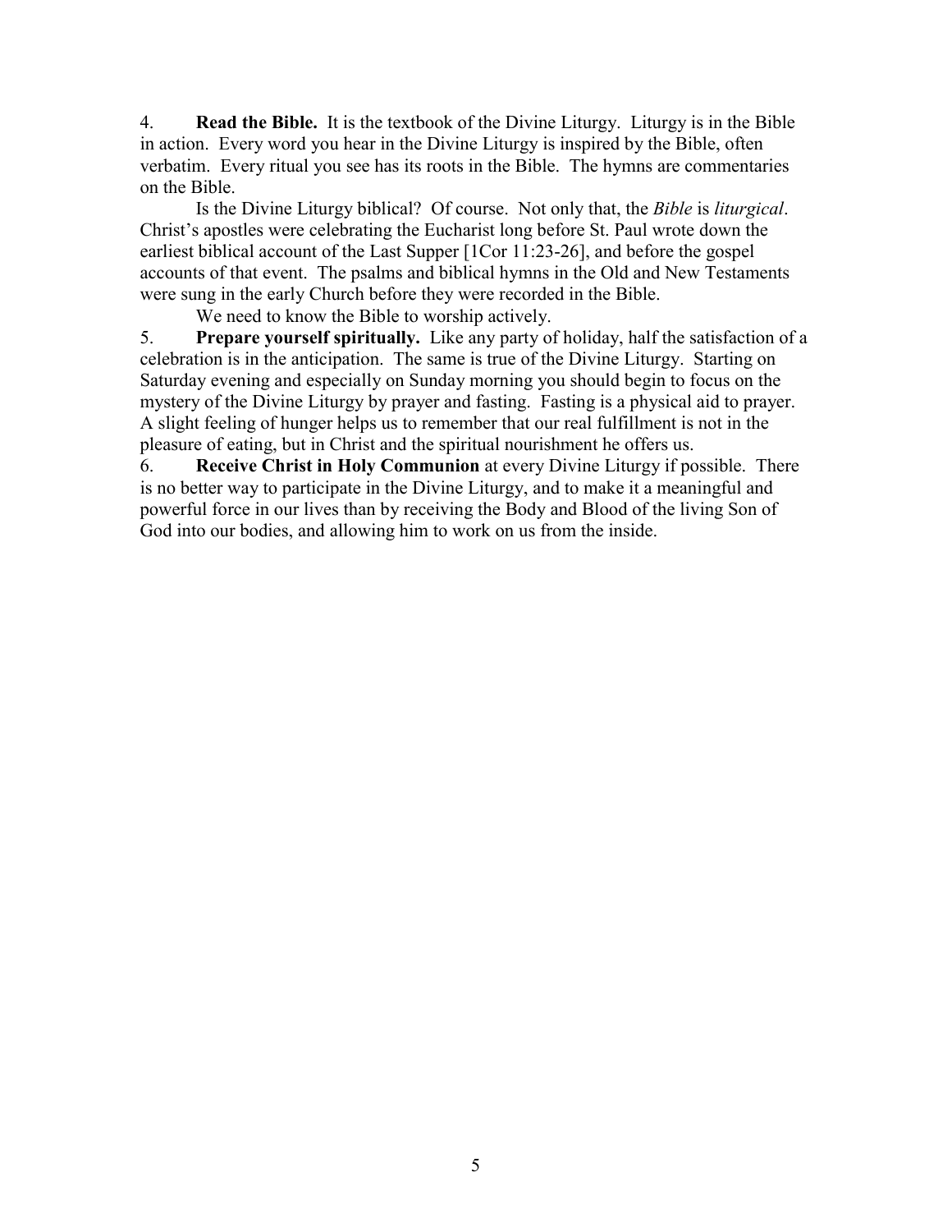4. **Read the Bible.** It is the textbook of the Divine Liturgy. Liturgy is in the Bible in action. Every word you hear in the Divine Liturgy is inspired by the Bible, often verbatim. Every ritual you see has its roots in the Bible. The hymns are commentaries on the Bible.

Is the Divine Liturgy biblical? Of course. Not only that, the *Bible* is *liturgical*. Christ's apostles were celebrating the Eucharist long before St. Paul wrote down the earliest biblical account of the Last Supper [1Cor 11:23-26], and before the gospel accounts of that event. The psalms and biblical hymns in the Old and New Testaments were sung in the early Church before they were recorded in the Bible.

We need to know the Bible to worship actively.

5. **Prepare yourself spiritually.** Like any party of holiday, half the satisfaction of a celebration is in the anticipation. The same is true of the Divine Liturgy. Starting on Saturday evening and especially on Sunday morning you should begin to focus on the mystery of the Divine Liturgy by prayer and fasting. Fasting is a physical aid to prayer. A slight feeling of hunger helps us to remember that our real fulfillment is not in the pleasure of eating, but in Christ and the spiritual nourishment he offers us.

6. **Receive Christ in Holy Communion** at every Divine Liturgy if possible. There is no better way to participate in the Divine Liturgy, and to make it a meaningful and powerful force in our lives than by receiving the Body and Blood of the living Son of God into our bodies, and allowing him to work on us from the inside.